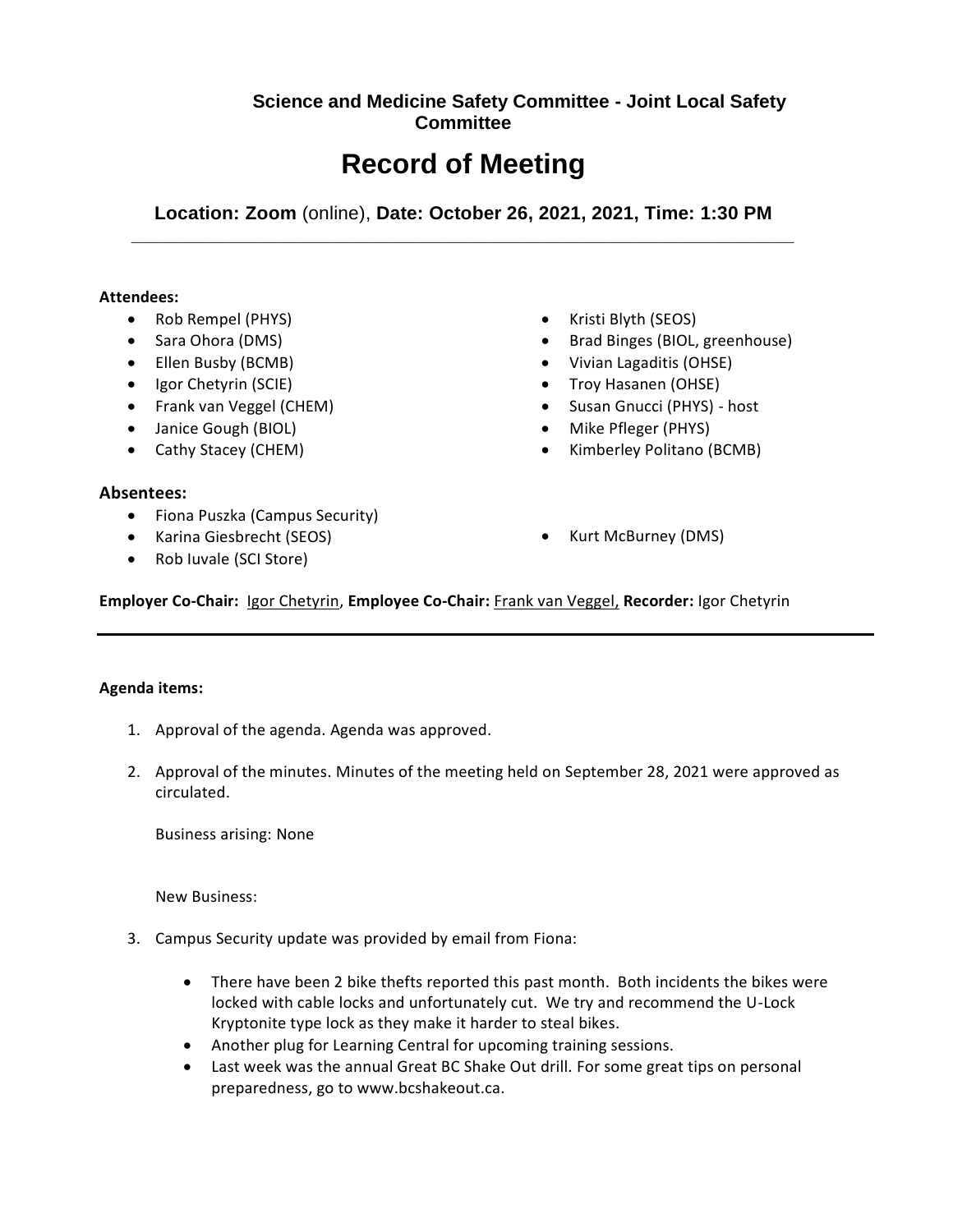# Science and Medicine Safety Committee - Joint Local Safety Committee

# Record of Meeting

**Location: Zoom** (online), **Date: October 26, 2021, 2021, Time: 1:30 PM**

---

**Attendees:**

- Rob Rempel (PHYS)
- Sara Ohora (DMS)
- Ellen Busby (BCMB)
- Igor Chetyrin (SCIE)
- Frank van Veggel (CHEM)
- Janice Gough (BIOL)
- Cathy Stacey (CHEM)
- Kristi Blyth (SEOS)
- Brad Binges (BIOL, greenhouse)
- Vivian Lagaditis (OHSE)
- Troy Hasanen (OHSE)
- Susan Gnucci (PHYS) - host
- Mike Pfleger (PHYS)
- Kimberley Politano (BCMB)

**Absentees:**

- Fiona Puszka (Campus Security)
- Karina Giesbrecht (SEOS)
- Rob Iuvale (SCI Store)
- Kurt McBurney (DMS)

**Employer Co-Chair:** Igor Chetyrin, **Employee Co-Chair:** Frank van Veggel, **Recorder:** Igor Chetyrin

---

**Agenda items:**

1. Approval of the agenda. Agenda was approved.
2. Approval of the minutes. Minutes of the meeting held on September 28, 2021 were approved as circulated.

   Business arising: None

   New Business:

3. Campus Security update was provided by email from Fiona:

   - There have been 2 bike thefts reported this past month. Both incidents the bikes were locked with cable locks and unfortunately cut. We try and recommend the U-Lock Kryptonite type lock as they make it harder to steal bikes.
   - Another plug for Learning Central for upcoming training sessions.
   - Last week was the annual Great BC Shake Out drill. For some great tips on personal preparedness, go to www.bcshakeout.ca.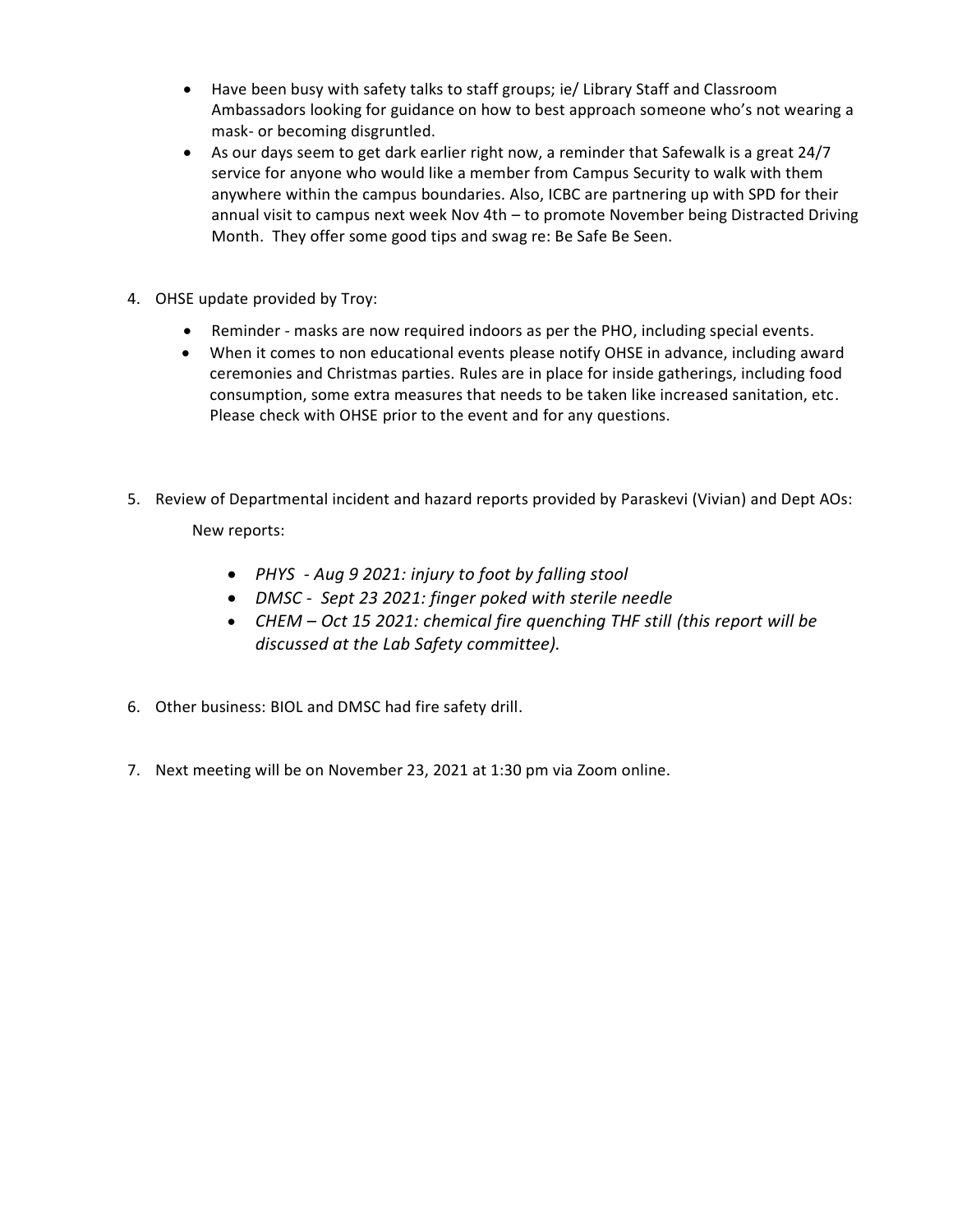- Have been busy with safety talks to staff groups; ie/ Library Staff and Classroom Ambassadors looking for guidance on how to best approach someone who's not wearing a mask- or becoming disgruntled.
- As our days seem to get dark earlier right now, a reminder that Safewalk is a great 24/7 service for anyone who would like a member from Campus Security to walk with them anywhere within the campus boundaries. Also, ICBC are partnering up with SPD for their annual visit to campus next week Nov 4th – to promote November being Distracted Driving Month. They offer some good tips and swag re: Be Safe Be Seen.

4. OHSE update provided by Troy:

    - Reminder - masks are now required indoors as per the PHO, including special events.
    - When it comes to non educational events please notify OHSE in advance, including award ceremonies and Christmas parties. Rules are in place for inside gatherings, including food consumption, some extra measures that needs to be taken like increased sanitation, etc. Please check with OHSE prior to the event and for any questions.

5. Review of Departmental incident and hazard reports provided by Paraskevi (Vivian) and Dept AOs:

    New reports:

    - *PHYS - Aug 9 2021: injury to foot by falling stool*
    - *DMSC - Sept 23 2021: finger poked with sterile needle*
    - *CHEM – Oct 15 2021: chemical fire quenching THF still (this report will be discussed at the Lab Safety committee).*

6. Other business: BIOL and DMSC had fire safety drill.

7. Next meeting will be on November 23, 2021 at 1:30 pm via Zoom online.